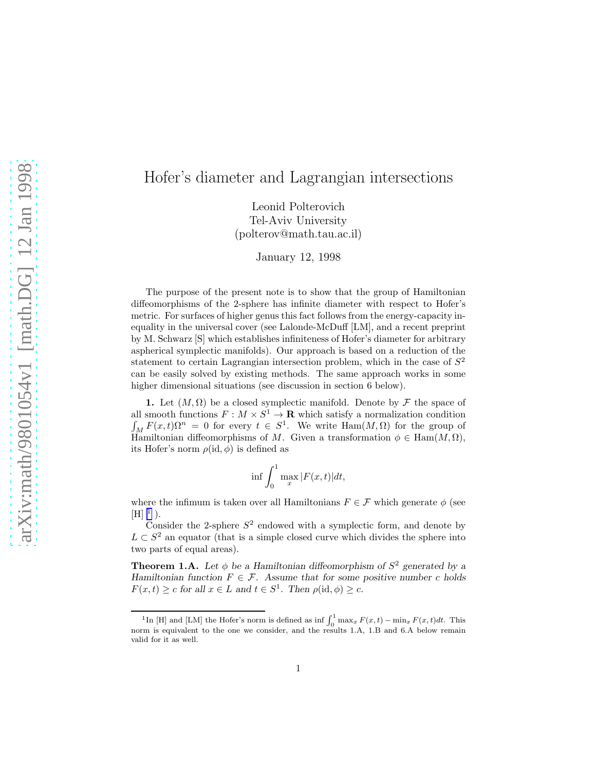# Hofer's diameter and Lagrangian intersections

Leonid Polterovich
Tel-Aviv University
(polterov@math.tau.ac.il)

January 12, 1998

The purpose of the present note is to show that the group of Hamiltonian diffeomorphisms of the 2-sphere has infinite diameter with respect to Hofer's metric. For surfaces of higher genus this fact follows from the energy-capacity inequality in the universal cover (see Lalonde-McDuff [LM], and a recent preprint by M. Schwarz [S] which establishes infiniteness of Hofer's diameter for arbitrary aspherical symplectic manifolds). Our approach is based on a reduction of the statement to certain Lagrangian intersection problem, which in the case of $S^2$ can be easily solved by existing methods. The same approach works in some higher dimensional situations (see discussion in section 6 below).

**1.** Let $(M, \Omega)$ be a closed symplectic manifold. Denote by $\mathcal{F}$ the space of all smooth functions $F : M \times S^1 \to \mathbf{R}$ which satisfy a normalization condition $\int_M F(x,t)\Omega^n = 0$ for every $t \in S^1$. We write $\text{Ham}(M, \Omega)$ for the group of Hamiltonian diffeomorphisms of $M$. Given a transformation $\phi \in \text{Ham}(M, \Omega)$, its Hofer's norm $\rho(\text{id}, \phi)$ is defined as

$$\inf \int_0^1 \max_x |F(x,t)| dt,$$

where the infimum is taken over all Hamiltonians $F \in \mathcal{F}$ which generate $\phi$ (see [H] [1]).

Consider the 2-sphere $S^2$ endowed with a symplectic form, and denote by $L \subset S^2$ an equator (that is a simple closed curve which divides the sphere into two parts of equal areas).

**Theorem 1.A.** *Let $\phi$ be a Hamiltonian diffeomorphism of $S^2$ generated by a Hamiltonian function $F \in \mathcal{F}$. Assume that for some positive number $c$ holds $F(x,t) \geq c$ for all $x \in L$ and $t \in S^1$. Then $\rho(\text{id}, \phi) \geq c$.*

[1] In [H] and [LM] the Hofer's norm is defined as $\inf \int_0^1 \max_x F(x,t) - \min_x F(x,t) dt$. This norm is equivalent to the one we consider, and the results 1.A, 1.B and 6.A below remain valid for it as well.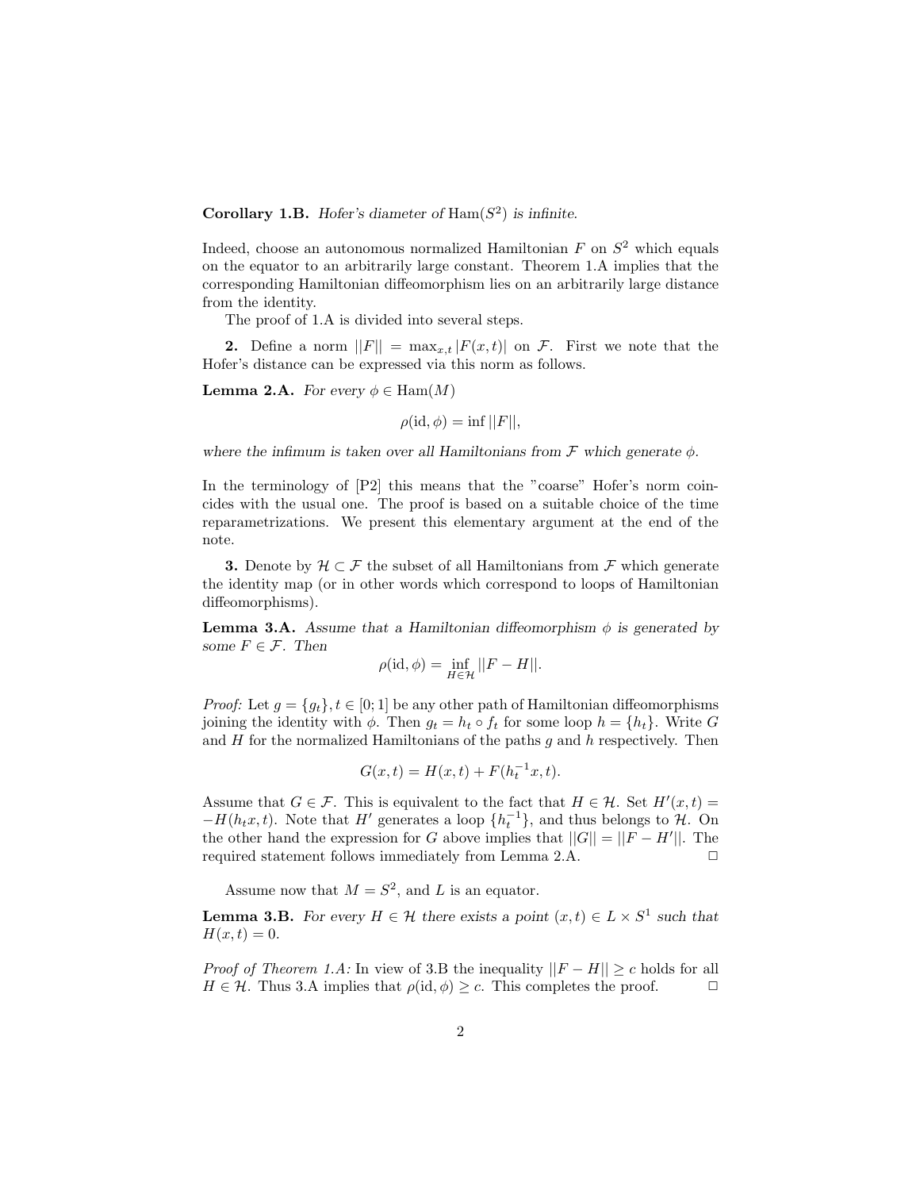**Corollary 1.B.** *Hofer's diameter of* $\mathrm{Ham}(S^2)$ *is infinite.*

Indeed, choose an autonomous normalized Hamiltonian $F$ on $S^2$ which equals on the equator to an arbitrarily large constant. Theorem 1.A implies that the corresponding Hamiltonian diffeomorphism lies on an arbitrarily large distance from the identity.

The proof of 1.A is divided into several steps.

**2.** Define a norm $||F|| = \max_{x,t} |F(x,t)|$ on $\mathcal{F}$. First we note that the Hofer's distance can be expressed via this norm as follows.

**Lemma 2.A.** *For every* $\phi \in \mathrm{Ham}(M)$

$$\rho(\mathrm{id}, \phi) = \inf ||F||,$$

*where the infimum is taken over all Hamiltonians from* $\mathcal{F}$ *which generate* $\phi$*.*

In the terminology of [P2] this means that the "coarse" Hofer's norm coincides with the usual one. The proof is based on a suitable choice of the time reparametrizations. We present this elementary argument at the end of the note.

**3.** Denote by $\mathcal{H} \subset \mathcal{F}$ the subset of all Hamiltonians from $\mathcal{F}$ which generate the identity map (or in other words which correspond to loops of Hamiltonian diffeomorphisms).

**Lemma 3.A.** *Assume that a Hamiltonian diffeomorphism* $\phi$ *is generated by some* $F \in \mathcal{F}$*. Then*

$$\rho(\mathrm{id}, \phi) = \inf_{H \in \mathcal{H}} ||F - H||.$$

*Proof:* Let $g = \{g_t\}, t \in [0;1]$ be any other path of Hamiltonian diffeomorphisms joining the identity with $\phi$. Then $g_t = h_t \circ f_t$ for some loop $h = \{h_t\}$. Write $G$ and $H$ for the normalized Hamiltonians of the paths $g$ and $h$ respectively. Then

$$G(x,t) = H(x,t) + F(h_t^{-1}x, t).$$

Assume that $G \in \mathcal{F}$. This is equivalent to the fact that $H \in \mathcal{H}$. Set $H'(x,t) = -H(h_t x, t)$. Note that $H'$ generates a loop $\{h_t^{-1}\}$, and thus belongs to $\mathcal{H}$. On the other hand the expression for $G$ above implies that $||G|| = ||F - H'||$. The required statement follows immediately from Lemma 2.A. □

Assume now that $M = S^2$, and $L$ is an equator.

**Lemma 3.B.** *For every* $H \in \mathcal{H}$ *there exists a point* $(x,t) \in L \times S^1$ *such that* $H(x,t) = 0$*.*

*Proof of Theorem 1.A:* In view of 3.B the inequality $||F - H|| \geq c$ holds for all $H \in \mathcal{H}$. Thus 3.A implies that $\rho(\mathrm{id}, \phi) \geq c$. This completes the proof. □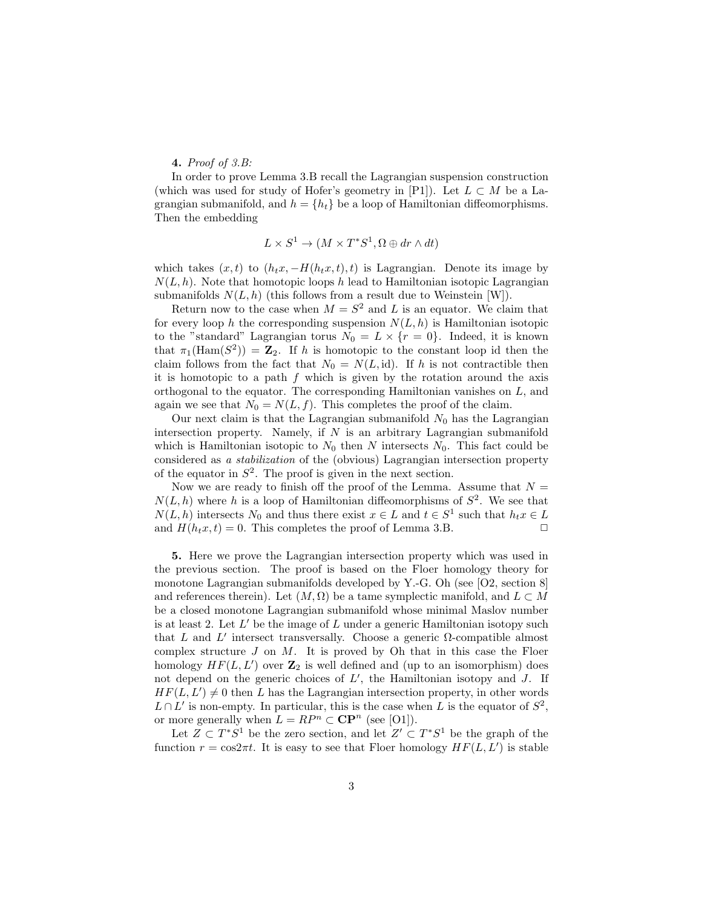**4.** *Proof of 3.B:*

In order to prove Lemma 3.B recall the Lagrangian suspension construction (which was used for study of Hofer's geometry in [P1]). Let $L \subset M$ be a Lagrangian submanifold, and $h = \{h_t\}$ be a loop of Hamiltonian diffeomorphisms. Then the embedding

$$L \times S^1 \to (M \times T^*S^1, \Omega \oplus dr \wedge dt)$$

which takes $(x, t)$ to $(h_t x, -H(h_t x, t), t)$ is Lagrangian. Denote its image by $N(L, h)$. Note that homotopic loops $h$ lead to Hamiltonian isotopic Lagrangian submanifolds $N(L, h)$ (this follows from a result due to Weinstein [W]).

Return now to the case when $M = S^2$ and $L$ is an equator. We claim that for every loop $h$ the corresponding suspension $N(L, h)$ is Hamiltonian isotopic to the "standard" Lagrangian torus $N_0 = L \times \{r = 0\}$. Indeed, it is known that $\pi_1(\text{Ham}(S^2)) = \mathbf{Z}_2$. If $h$ is homotopic to the constant loop id then the claim follows from the fact that $N_0 = N(L, \text{id})$. If $h$ is not contractible then it is homotopic to a path $f$ which is given by the rotation around the axis orthogonal to the equator. The corresponding Hamiltonian vanishes on $L$, and again we see that $N_0 = N(L, f)$. This completes the proof of the claim.

Our next claim is that the Lagrangian submanifold $N_0$ has the Lagrangian intersection property. Namely, if $N$ is an arbitrary Lagrangian submanifold which is Hamiltonian isotopic to $N_0$ then $N$ intersects $N_0$. This fact could be considered as *a stabilization* of the (obvious) Lagrangian intersection property of the equator in $S^2$. The proof is given in the next section.

Now we are ready to finish off the proof of the Lemma. Assume that $N = N(L, h)$ where $h$ is a loop of Hamiltonian diffeomorphisms of $S^2$. We see that $N(L, h)$ intersects $N_0$ and thus there exist $x \in L$ and $t \in S^1$ such that $h_t x \in L$ and $H(h_t x, t) = 0$. This completes the proof of Lemma 3.B. □

**5.** Here we prove the Lagrangian intersection property which was used in the previous section. The proof is based on the Floer homology theory for monotone Lagrangian submanifolds developed by Y.-G. Oh (see [O2, section 8] and references therein). Let $(M, \Omega)$ be a tame symplectic manifold, and $L \subset M$ be a closed monotone Lagrangian submanifold whose minimal Maslov number is at least 2. Let $L'$ be the image of $L$ under a generic Hamiltonian isotopy such that $L$ and $L'$ intersect transversally. Choose a generic $\Omega$-compatible almost complex structure $J$ on $M$. It is proved by Oh that in this case the Floer homology $HF(L, L')$ over $\mathbf{Z}_2$ is well defined and (up to an isomorphism) does not depend on the generic choices of $L'$, the Hamiltonian isotopy and $J$. If $HF(L, L') \neq 0$ then $L$ has the Lagrangian intersection property, in other words $L \cap L'$ is non-empty. In particular, this is the case when $L$ is the equator of $S^2$, or more generally when $L = RP^n \subset \mathbf{CP}^n$ (see [O1]).

Let $Z \subset T^*S^1$ be the zero section, and let $Z' \subset T^*S^1$ be the graph of the function $r = \cos 2\pi t$. It is easy to see that Floer homology $HF(L, L')$ is stable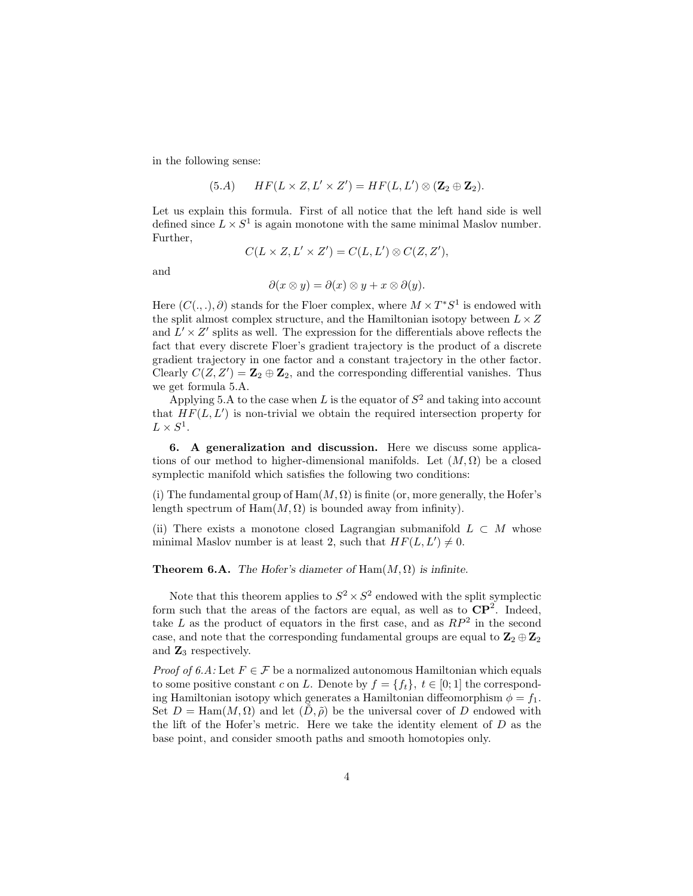in the following sense:

$$(5.A) \qquad HF(L \times Z, L' \times Z') = HF(L, L') \otimes (\mathbf{Z}_2 \oplus \mathbf{Z}_2).$$

Let us explain this formula. First of all notice that the left hand side is well defined since $L \times S^1$ is again monotone with the same minimal Maslov number. Further,

$$C(L \times Z, L' \times Z') = C(L, L') \otimes C(Z, Z'),$$

and

$$\partial(x \otimes y) = \partial(x) \otimes y + x \otimes \partial(y).$$

Here $(C(.,.), \partial)$ stands for the Floer complex, where $M \times T^*S^1$ is endowed with the split almost complex structure, and the Hamiltonian isotopy between $L \times Z$ and $L' \times Z'$ splits as well. The expression for the differentials above reflects the fact that every discrete Floer's gradient trajectory is the product of a discrete gradient trajectory in one factor and a constant trajectory in the other factor. Clearly $C(Z, Z') = \mathbf{Z}_2 \oplus \mathbf{Z}_2$, and the corresponding differential vanishes. Thus we get formula 5.A.

Applying 5.A to the case when $L$ is the equator of $S^2$ and taking into account that $HF(L, L')$ is non-trivial we obtain the required intersection property for $L \times S^1$.

**6. A generalization and discussion.** Here we discuss some applications of our method to higher-dimensional manifolds. Let $(M, \Omega)$ be a closed symplectic manifold which satisfies the following two conditions:

(i) The fundamental group of $\mathrm{Ham}(M, \Omega)$ is finite (or, more generally, the Hofer's length spectrum of $\mathrm{Ham}(M, \Omega)$ is bounded away from infinity).

(ii) There exists a monotone closed Lagrangian submanifold $L \subset M$ whose minimal Maslov number is at least 2, such that $HF(L, L') \neq 0$.

**Theorem 6.A.** *The Hofer's diameter of* $\mathrm{Ham}(M, \Omega)$ *is infinite.*

Note that this theorem applies to $S^2 \times S^2$ endowed with the split symplectic form such that the areas of the factors are equal, as well as to $\mathbf{CP}^2$. Indeed, take $L$ as the product of equators in the first case, and as $RP^2$ in the second case, and note that the corresponding fundamental groups are equal to $\mathbf{Z}_2 \oplus \mathbf{Z}_2$ and $\mathbf{Z}_3$ respectively.

*Proof of 6.A:* Let $F \in \mathcal{F}$ be a normalized autonomous Hamiltonian which equals to some positive constant $c$ on $L$. Denote by $f = \{f_t\}$, $t \in [0; 1]$ the corresponding Hamiltonian isotopy which generates a Hamiltonian diffeomorphism $\phi = f_1$. Set $D = \mathrm{Ham}(M, \Omega)$ and let $(\tilde{D}, \tilde{\rho})$ be the universal cover of $D$ endowed with the lift of the Hofer's metric. Here we take the identity element of $D$ as the base point, and consider smooth paths and smooth homotopies only.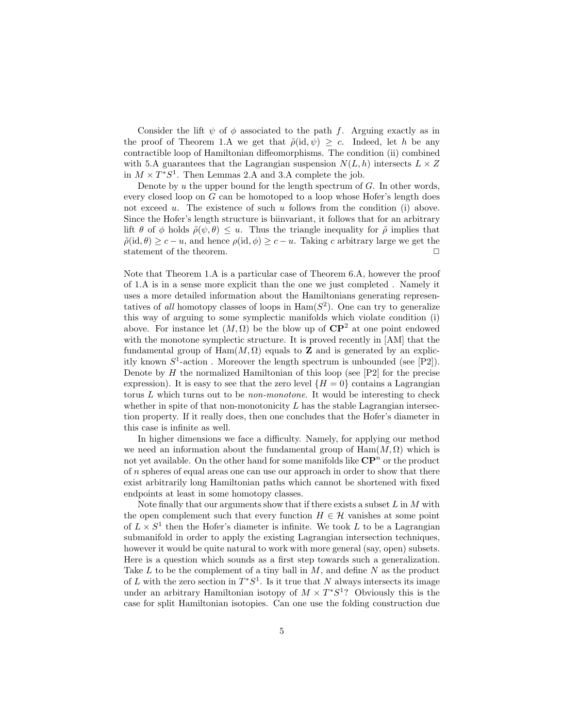Consider the lift $\psi$ of $\phi$ associated to the path $f$. Arguing exactly as in the proof of Theorem 1.A we get that $\tilde{\rho}(\mathrm{id}, \psi) \geq c$. Indeed, let $h$ be any contractible loop of Hamiltonian diffeomorphisms. The condition (ii) combined with 5.A guarantees that the Lagrangian suspension $N(L, h)$ intersects $L \times Z$ in $M \times T^*S^1$. Then Lemmas 2.A and 3.A complete the job.

Denote by $u$ the upper bound for the length spectrum of $G$. In other words, every closed loop on $G$ can be homotoped to a loop whose Hofer's length does not exceed $u$. The existence of such $u$ follows from the condition (i) above. Since the Hofer's length structure is biinvariant, it follows that for an arbitrary lift $\theta$ of $\phi$ holds $\tilde{\rho}(\psi, \theta) \leq u$. Thus the triangle inequality for $\tilde{\rho}$ implies that $\tilde{\rho}(\mathrm{id}, \theta) \geq c - u$, and hence $\rho(\mathrm{id}, \phi) \geq c - u$. Taking $c$ arbitrary large we get the statement of the theorem. □

Note that Theorem 1.A is a particular case of Theorem 6.A, however the proof of 1.A is in a sense more explicit than the one we just completed . Namely it uses a more detailed information about the Hamiltonians generating representatives of *all* homotopy classes of loops in $\mathrm{Ham}(S^2)$. One can try to generalize this way of arguing to some symplectic manifolds which violate condition (i) above. For instance let $(M, \Omega)$ be the blow up of $\mathbf{CP}^2$ at one point endowed with the monotone symplectic structure. It is proved recently in [AM] that the fundamental group of $\mathrm{Ham}(M, \Omega)$ equals to $\mathbf{Z}$ and is generated by an explicitly known $S^1$-action . Moreover the length spectrum is unbounded (see [P2]). Denote by $H$ the normalized Hamiltonian of this loop (see [P2] for the precise expression). It is easy to see that the zero level $\{H = 0\}$ contains a Lagrangian torus $L$ which turns out to be *non-monotone*. It would be interesting to check whether in spite of that non-monotonicity $L$ has the stable Lagrangian intersection property. If it really does, then one concludes that the Hofer's diameter in this case is infinite as well.

In higher dimensions we face a difficulty. Namely, for applying our method we need an information about the fundamental group of $\mathrm{Ham}(M, \Omega)$ which is not yet available. On the other hand for some manifolds like $\mathbf{CP}^n$ or the product of $n$ spheres of equal areas one can use our approach in order to show that there exist arbitrarily long Hamiltonian paths which cannot be shortened with fixed endpoints at least in some homotopy classes.

Note finally that our arguments show that if there exists a subset $L$ in $M$ with the open complement such that every function $H \in \mathcal{H}$ vanishes at some point of $L \times S^1$ then the Hofer's diameter is infinite. We took $L$ to be a Lagrangian submanifold in order to apply the existing Lagrangian intersection techniques, however it would be quite natural to work with more general (say, open) subsets. Here is a question which sounds as a first step towards such a generalization. Take $L$ to be the complement of a tiny ball in $M$, and define $N$ as the product of $L$ with the zero section in $T^*S^1$. Is it true that $N$ always intersects its image under an arbitrary Hamiltonian isotopy of $M \times T^*S^1$? Obviously this is the case for split Hamiltonian isotopies. Can one use the folding construction due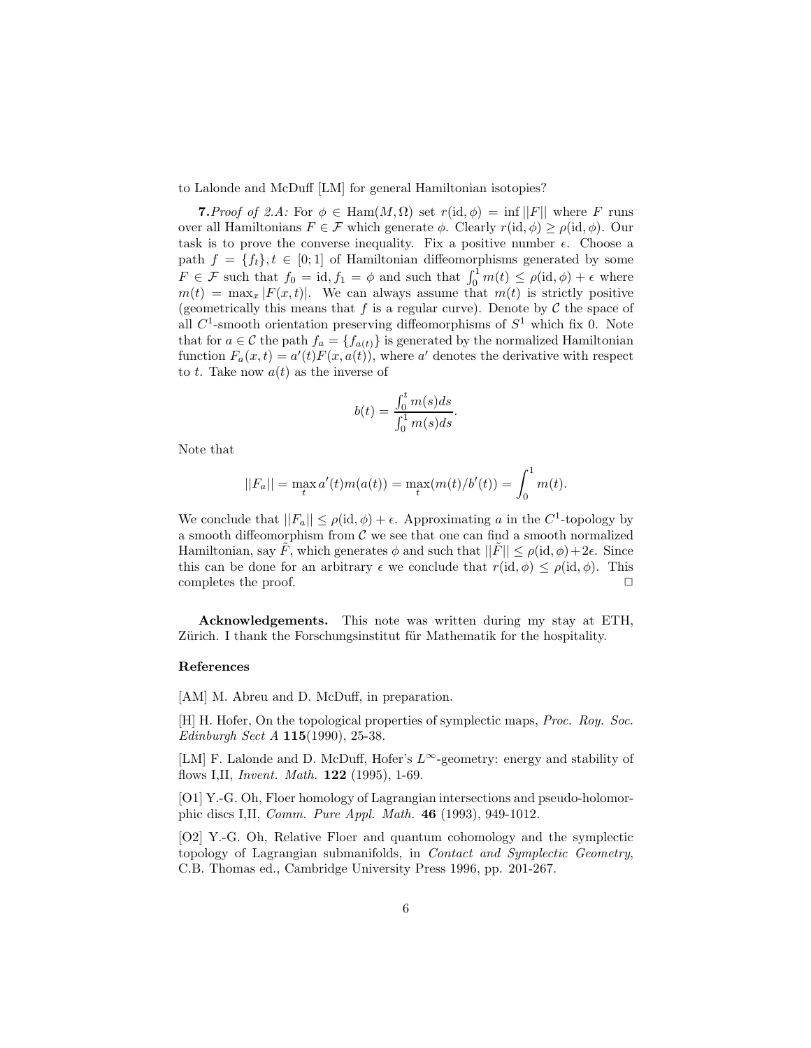to Lalonde and McDuff [LM] for general Hamiltonian isotopies?

**7.** *Proof of 2.A:* For $\phi \in \text{Ham}(M, \Omega)$ set $r(\text{id}, \phi) = \inf ||F||$ where $F$ runs over all Hamiltonians $F \in \mathcal{F}$ which generate $\phi$. Clearly $r(\text{id}, \phi) \geq \rho(\text{id}, \phi)$. Our task is to prove the converse inequality. Fix a positive number $\epsilon$. Choose a path $f = \{f_t\}, t \in [0; 1]$ of Hamiltonian diffeomorphisms generated by some $F \in \mathcal{F}$ such that $f_0 = \text{id}, f_1 = \phi$ and such that $\int_0^1 m(t) \leq \rho(\text{id}, \phi) + \epsilon$ where $m(t) = \max_x |F(x,t)|$. We can always assume that $m(t)$ is strictly positive (geometrically this means that $f$ is a regular curve). Denote by $\mathcal{C}$ the space of all $C^1$-smooth orientation preserving diffeomorphisms of $S^1$ which fix 0. Note that for $a \in \mathcal{C}$ the path $f_a = \{f_{a(t)}\}$ is generated by the normalized Hamiltonian function $F_a(x,t) = a'(t)F(x, a(t))$, where $a'$ denotes the derivative with respect to $t$. Take now $a(t)$ as the inverse of

$$b(t) = \frac{\int_0^t m(s)ds}{\int_0^1 m(s)ds}.$$

Note that

$$||F_a|| = \max_t a'(t)m(a(t)) = \max_t (m(t)/b'(t)) = \int_0^1 m(t).$$

We conclude that $||F_a|| \leq \rho(\text{id}, \phi) + \epsilon$. Approximating $a$ in the $C^1$-topology by a smooth diffeomorphism from $\mathcal{C}$ we see that one can find a smooth normalized Hamiltonian, say $\tilde{F}$, which generates $\phi$ and such that $||\tilde{F}|| \leq \rho(\text{id}, \phi) + 2\epsilon$. Since this can be done for an arbitrary $\epsilon$ we conclude that $r(\text{id}, \phi) \leq \rho(\text{id}, \phi)$. This completes the proof. □

**Acknowledgements.** This note was written during my stay at ETH, Zürich. I thank the Forschungsinstitut für Mathematik for the hospitality.

## References

[AM] M. Abreu and D. McDuff, in preparation.

[H] H. Hofer, On the topological properties of symplectic maps, *Proc. Roy. Soc. Edinburgh Sect A* **115**(1990), 25-38.

[LM] F. Lalonde and D. McDuff, Hofer's $L^\infty$-geometry: energy and stability of flows I,II, *Invent. Math.* **122** (1995), 1-69.

[O1] Y.-G. Oh, Floer homology of Lagrangian intersections and pseudo-holomorphic discs I,II, *Comm. Pure Appl. Math.* **46** (1993), 949-1012.

[O2] Y.-G. Oh, Relative Floer and quantum cohomology and the symplectic topology of Lagrangian submanifolds, in *Contact and Symplectic Geometry*, C.B. Thomas ed., Cambridge University Press 1996, pp. 201-267.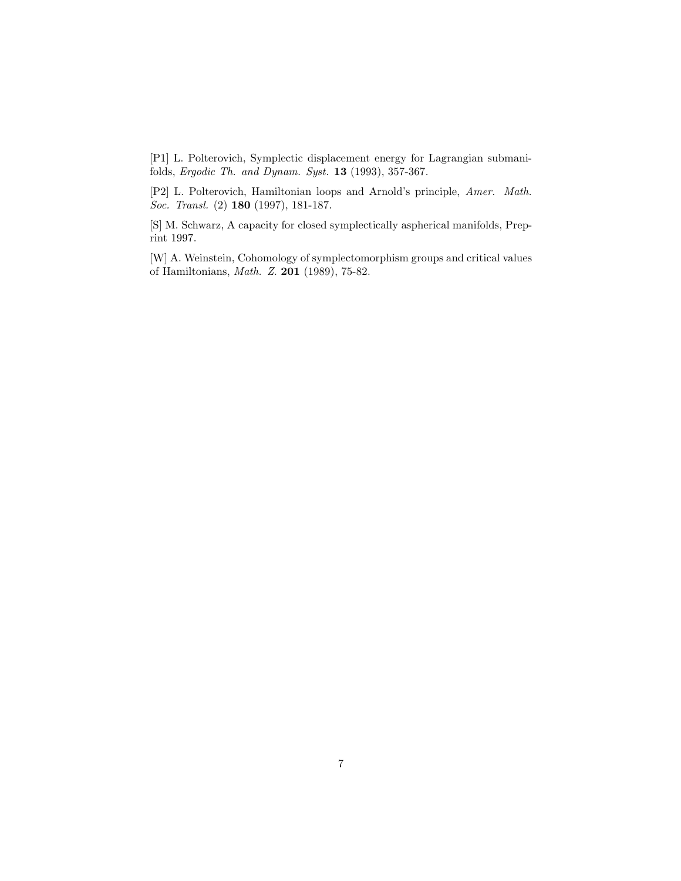[P1] L. Polterovich, Symplectic displacement energy for Lagrangian submanifolds, *Ergodic Th. and Dynam. Syst.* **13** (1993), 357-367.

[P2] L. Polterovich, Hamiltonian loops and Arnold's principle, *Amer. Math. Soc. Transl.* (2) **180** (1997), 181-187.

[S] M. Schwarz, A capacity for closed symplectically aspherical manifolds, Preprint 1997.

[W] A. Weinstein, Cohomology of symplectomorphism groups and critical values of Hamiltonians, *Math. Z.* **201** (1989), 75-82.